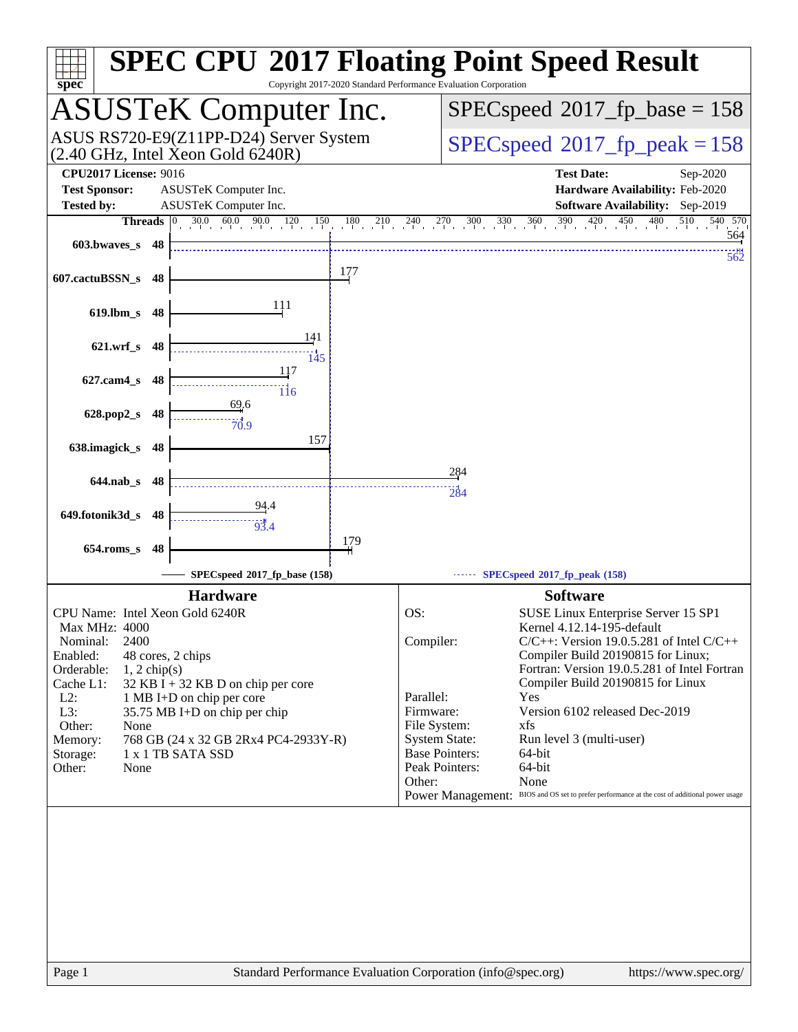# SPEC CPU 2017 Floating Point Speed Result

Copyright 2017-2020 Standard Performance Evaluation Corporation

## ASUSTeK Computer Inc.

ASUS RS720-E9(Z11PP-D24) Server System (2.40 GHz, Intel Xeon Gold 6240R)

SPECspeed 2017_fp_base = 158

SPECspeed 2017_fp_peak = 158

**CPU2017 License:** 9016
**Test Sponsor:** ASUSTeK Computer Inc.
**Tested by:** ASUSTeK Computer Inc.

**Test Date:** Sep-2020
**Hardware Availability:** Feb-2020
**Software Availability:** Sep-2019

| Benchmark | Threads | Base | Peak |
|---|---|---|---|
| 603.bwaves_s | 48 | 564 | 562 |
| 607.cactuBSSN_s | 48 | 177 | |
| 619.lbm_s | 48 | 111 | |
| 621.wrf_s | 48 | 141 | 145 |
| 627.cam4_s | 48 | 117 | 116 |
| 628.pop2_s | 48 | 69.6 | 70.9 |
| 638.imagick_s | 48 | 157 | |
| 644.nab_s | 48 | 284 | 284 |
| 649.fotonik3d_s | 48 | 94.4 | 93.4 |
| 654.roms_s | 48 | 179 | |

SPECspeed 2017_fp_base (158) — SPECspeed 2017_fp_peak (158)

### Hardware

| | |
|---|---|
| CPU Name: | Intel Xeon Gold 6240R |
| Max MHz: | 4000 |
| Nominal: | 2400 |
| Enabled: | 48 cores, 2 chips |
| Orderable: | 1, 2 chip(s) |
| Cache L1: | 32 KB I + 32 KB D on chip per core |
| L2: | 1 MB I+D on chip per core |
| L3: | 35.75 MB I+D on chip per chip |
| Other: | None |
| Memory: | 768 GB (24 x 32 GB 2Rx4 PC4-2933Y-R) |
| Storage: | 1 x 1 TB SATA SSD |
| Other: | None |

### Software

| | |
|---|---|
| OS: | SUSE Linux Enterprise Server 15 SP1 Kernel 4.12.14-195-default |
| Compiler: | C/C++: Version 19.0.5.281 of Intel C/C++ Compiler Build 20190815 for Linux; Fortran: Version 19.0.5.281 of Intel Fortran Compiler Build 20190815 for Linux |
| Parallel: | Yes |
| Firmware: | Version 6102 released Dec-2019 |
| File System: | xfs |
| System State: | Run level 3 (multi-user) |
| Base Pointers: | 64-bit |
| Peak Pointers: | 64-bit |
| Other: | None |
| Power Management: | BIOS and OS set to prefer performance at the cost of additional power usage |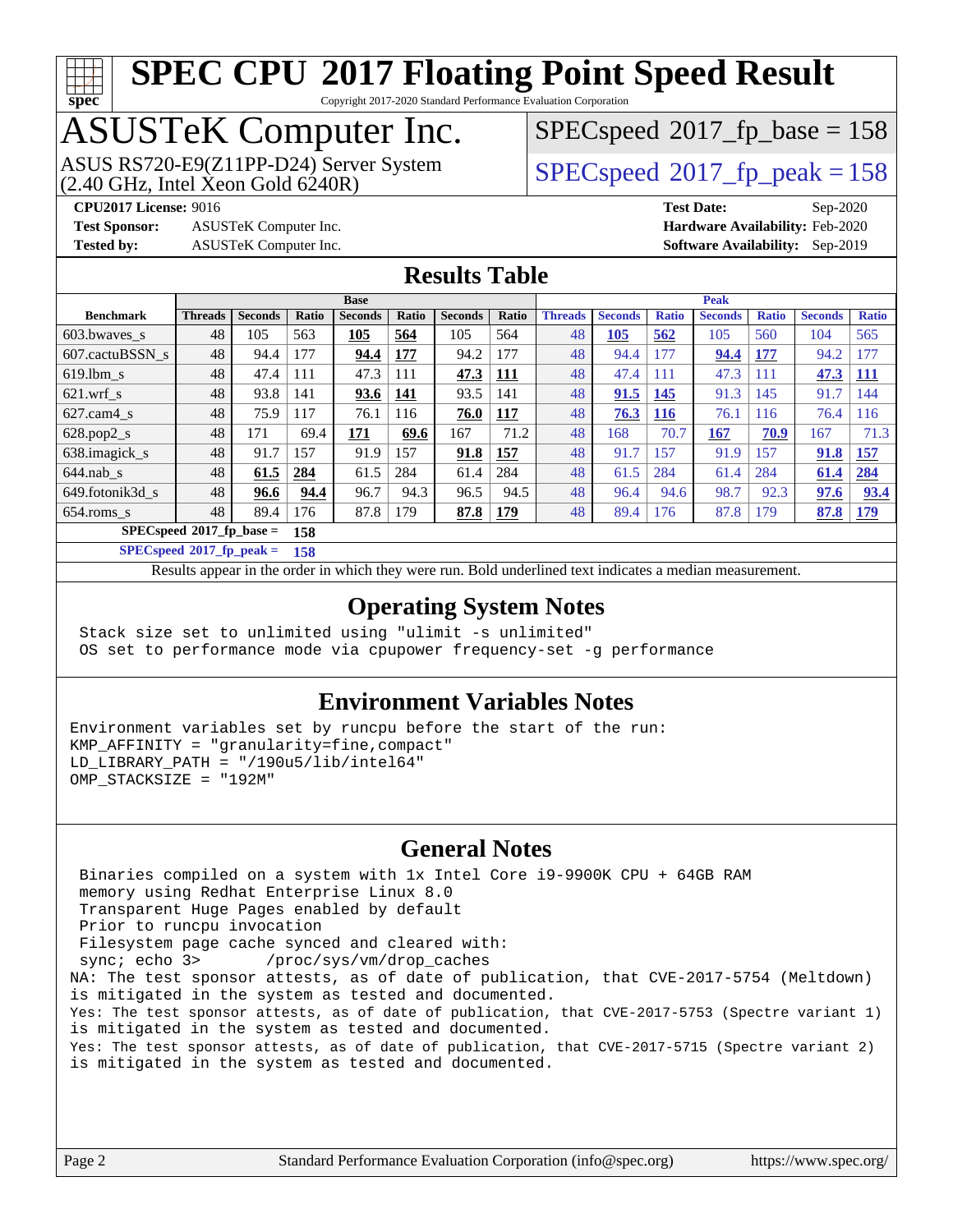# SPEC CPU 2017 Floating Point Speed Result

Copyright 2017-2020 Standard Performance Evaluation Corporation

## ASUSTeK Computer Inc.

ASUS RS720-E9(Z11PP-D24) Server System
(2.40 GHz, Intel Xeon Gold 6240R)

SPECspeed 2017_fp_base = 158

SPECspeed 2017_fp_peak = 158

**CPU2017 License:** 9016
**Test Sponsor:** ASUSTeK Computer Inc.
**Tested by:** ASUSTeK Computer Inc.
**Test Date:** Sep-2020
**Hardware Availability:** Feb-2020
**Software Availability:** Sep-2019

## Results Table

| | Base | | | | | | | Peak | | | | | | |
|---|---|---|---|---|---|---|---|---|---|---|---|---|---|---|
| **Benchmark** | **Threads** | **Seconds** | **Ratio** | **Seconds** | **Ratio** | **Seconds** | **Ratio** | **Threads** | **Seconds** | **Ratio** | **Seconds** | **Ratio** | **Seconds** | **Ratio** |
| 603.bwaves_s | 48 | 105 | 563 | **105** | **564** | 105 | 564 | 48 | **105** | **562** | 105 | 560 | 104 | 565 |
| 607.cactuBSSN_s | 48 | 94.4 | 177 | **94.4** | **177** | 94.2 | 177 | 48 | 94.4 | 177 | **94.4** | **177** | 94.2 | 177 |
| 619.lbm_s | 48 | 47.4 | 111 | 47.3 | 111 | **47.3** | **111** | 48 | 47.4 | 111 | 47.3 | 111 | **47.3** | **111** |
| 621.wrf_s | 48 | 93.8 | 141 | **93.6** | **141** | 93.5 | 141 | 48 | **91.5** | **145** | 91.3 | 145 | 91.7 | 144 |
| 627.cam4_s | 48 | 75.9 | 117 | 76.1 | 116 | **76.0** | **117** | 48 | **76.3** | **116** | 76.1 | 116 | 76.4 | 116 |
| 628.pop2_s | 48 | 171 | 69.4 | **171** | **69.6** | 167 | 71.2 | 48 | 168 | 70.7 | **167** | **70.9** | 167 | 71.3 |
| 638.imagick_s | 48 | 91.7 | 157 | 91.9 | 157 | **91.8** | **157** | 48 | 91.7 | 157 | 91.9 | 157 | **91.8** | **157** |
| 644.nab_s | 48 | **61.5** | **284** | 61.5 | 284 | 61.4 | 284 | 48 | 61.5 | 284 | 61.4 | 284 | **61.4** | **284** |
| 649.fotonik3d_s | 48 | **96.6** | **94.4** | 96.7 | 94.3 | 96.5 | 94.5 | 48 | 96.4 | 94.6 | 98.7 | 92.3 | **97.6** | **93.4** |
| 654.roms_s | 48 | 89.4 | 176 | 87.8 | 179 | **87.8** | **179** | 48 | 89.4 | 176 | 87.8 | 179 | **87.8** | **179** |

**SPECspeed 2017_fp_base = 158**

**SPECspeed 2017_fp_peak = 158**

Results appear in the order in which they were run. Bold underlined text indicates a median measurement.

## Operating System Notes

```
Stack size set to unlimited using "ulimit -s unlimited"
OS set to performance mode via cpupower frequency-set -g performance
```

## Environment Variables Notes

```
Environment variables set by runcpu before the start of the run:
KMP_AFFINITY = "granularity=fine,compact"
LD_LIBRARY_PATH = "/190u5/lib/intel64"
OMP_STACKSIZE = "192M"
```

## General Notes

```
 Binaries compiled on a system with 1x Intel Core i9-9900K CPU + 64GB RAM
 memory using Redhat Enterprise Linux 8.0
 Transparent Huge Pages enabled by default
 Prior to runcpu invocation
 Filesystem page cache synced and cleared with:
 sync; echo 3>       /proc/sys/vm/drop_caches
NA: The test sponsor attests, as of date of publication, that CVE-2017-5754 (Meltdown)
is mitigated in the system as tested and documented.
Yes: The test sponsor attests, as of date of publication, that CVE-2017-5753 (Spectre variant 1)
is mitigated in the system as tested and documented.
Yes: The test sponsor attests, as of date of publication, that CVE-2017-5715 (Spectre variant 2)
is mitigated in the system as tested and documented.
```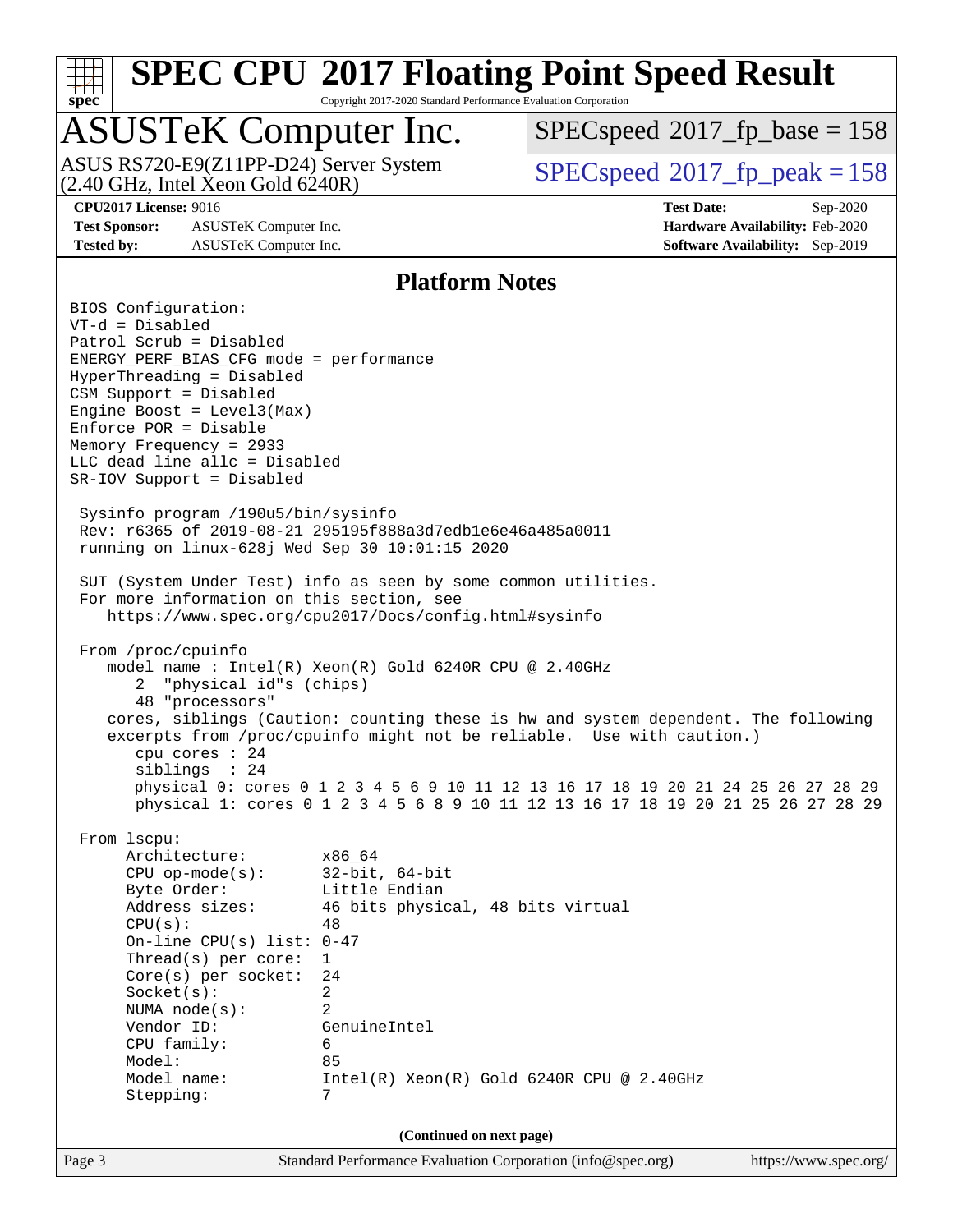# SPEC CPU 2017 Floating Point Speed Result

Copyright 2017-2020 Standard Performance Evaluation Corporation

## ASUSTeK Computer Inc.

ASUS RS720-E9(Z11PP-D24) Server System
(2.40 GHz, Intel Xeon Gold 6240R)

SPECspeed 2017_fp_base = 158

SPECspeed 2017_fp_peak = 158

**CPU2017 License:** 9016
**Test Sponsor:** ASUSTeK Computer Inc.
**Tested by:** ASUSTeK Computer Inc.

**Test Date:** Sep-2020
**Hardware Availability:** Feb-2020
**Software Availability:** Sep-2019

### Platform Notes

```
BIOS Configuration:
VT-d = Disabled
Patrol Scrub = Disabled
ENERGY_PERF_BIAS_CFG mode = performance
HyperThreading = Disabled
CSM Support = Disabled
Engine Boost = Level3(Max)
Enforce POR = Disable
Memory Frequency = 2933
LLC dead line allc = Disabled
SR-IOV Support = Disabled

 Sysinfo program /190u5/bin/sysinfo
 Rev: r6365 of 2019-08-21 295195f888a3d7edb1e6e46a485a0011
 running on linux-628j Wed Sep 30 10:01:15 2020

 SUT (System Under Test) info as seen by some common utilities.
 For more information on this section, see
    https://www.spec.org/cpu2017/Docs/config.html#sysinfo

 From /proc/cpuinfo
    model name : Intel(R) Xeon(R) Gold 6240R CPU @ 2.40GHz
       2  "physical id"s (chips)
       48 "processors"
    cores, siblings (Caution: counting these is hw and system dependent. The following
    excerpts from /proc/cpuinfo might not be reliable.  Use with caution.)
       cpu cores : 24
       siblings  : 24
       physical 0: cores 0 1 2 3 4 5 6 9 10 11 12 13 16 17 18 19 20 21 24 25 26 27 28 29
       physical 1: cores 0 1 2 3 4 5 6 8 9 10 11 12 13 16 17 18 19 20 21 25 26 27 28 29

 From lscpu:
      Architecture:        x86_64
      CPU op-mode(s):      32-bit, 64-bit
      Byte Order:          Little Endian
      Address sizes:       46 bits physical, 48 bits virtual
      CPU(s):              48
      On-line CPU(s) list: 0-47
      Thread(s) per core:  1
      Core(s) per socket:  24
      Socket(s):           2
      NUMA node(s):        2
      Vendor ID:           GenuineIntel
      CPU family:          6
      Model:               85
      Model name:          Intel(R) Xeon(R) Gold 6240R CPU @ 2.40GHz
      Stepping:            7
```

**(Continued on next page)**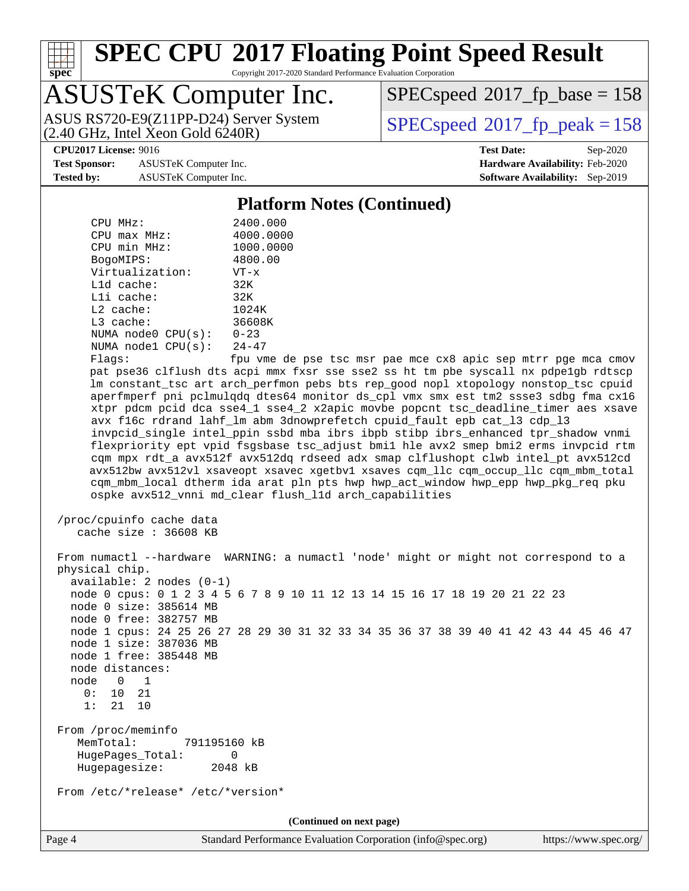## Platform Notes (Continued)

```
     CPU MHz:               2400.000
     CPU max MHz:           4000.0000
     CPU min MHz:           1000.0000
     BogoMIPS:              4800.00
     Virtualization:        VT-x
     L1d cache:             32K
     L1i cache:             32K
     L2 cache:              1024K
     L3 cache:              36608K
     NUMA node0 CPU(s):     0-23
     NUMA node1 CPU(s):     24-47
     Flags:                 fpu vme de pse tsc msr pae mce cx8 apic sep mtrr pge mca cmov
     pat pse36 clflush dts acpi mmx fxsr sse sse2 ss ht tm pbe syscall nx pdpe1gb rdtscp
     lm constant_tsc art arch_perfmon pebs bts rep_good nopl xtopology nonstop_tsc cpuid
     aperfmperf pni pclmulqdq dtes64 monitor ds_cpl vmx smx est tm2 ssse3 sdbg fma cx16
     xtpr pdcm pcid dca sse4_1 sse4_2 x2apic movbe popcnt tsc_deadline_timer aes xsave
     avx f16c rdrand lahf_lm abm 3dnowprefetch cpuid_fault epb cat_l3 cdp_l3
     invpcid_single intel_ppin ssbd mba ibrs ibpb stibp ibrs_enhanced tpr_shadow vnmi
     flexpriority ept vpid fsgsbase tsc_adjust bmi1 hle avx2 smep bmi2 erms invpcid rtm
     cqm mpx rdt_a avx512f avx512dq rdseed adx smap clflushopt clwb intel_pt avx512cd
     avx512bw avx512vl xsaveopt xsavec xgetbv1 xsaves cqm_llc cqm_occup_llc cqm_mbm_total
     cqm_mbm_local dtherm ida arat pln pts hwp hwp_act_window hwp_epp hwp_pkg_req pku
     ospke avx512_vnni md_clear flush_l1d arch_capabilities

 /proc/cpuinfo cache data
    cache size : 36608 KB

 From numactl --hardware  WARNING: a numactl 'node' might or might not correspond to a
 physical chip.
   available: 2 nodes (0-1)
   node 0 cpus: 0 1 2 3 4 5 6 7 8 9 10 11 12 13 14 15 16 17 18 19 20 21 22 23
   node 0 size: 385614 MB
   node 0 free: 382757 MB
   node 1 cpus: 24 25 26 27 28 29 30 31 32 33 34 35 36 37 38 39 40 41 42 43 44 45 46 47
   node 1 size: 387036 MB
   node 1 free: 385448 MB
   node distances:
   node   0   1
     0:  10  21
     1:  21  10

 From /proc/meminfo
    MemTotal:       791195160 kB
    HugePages_Total:       0
    Hugepagesize:       2048 kB

 From /etc/*release* /etc/*version*
```

(Continued on next page)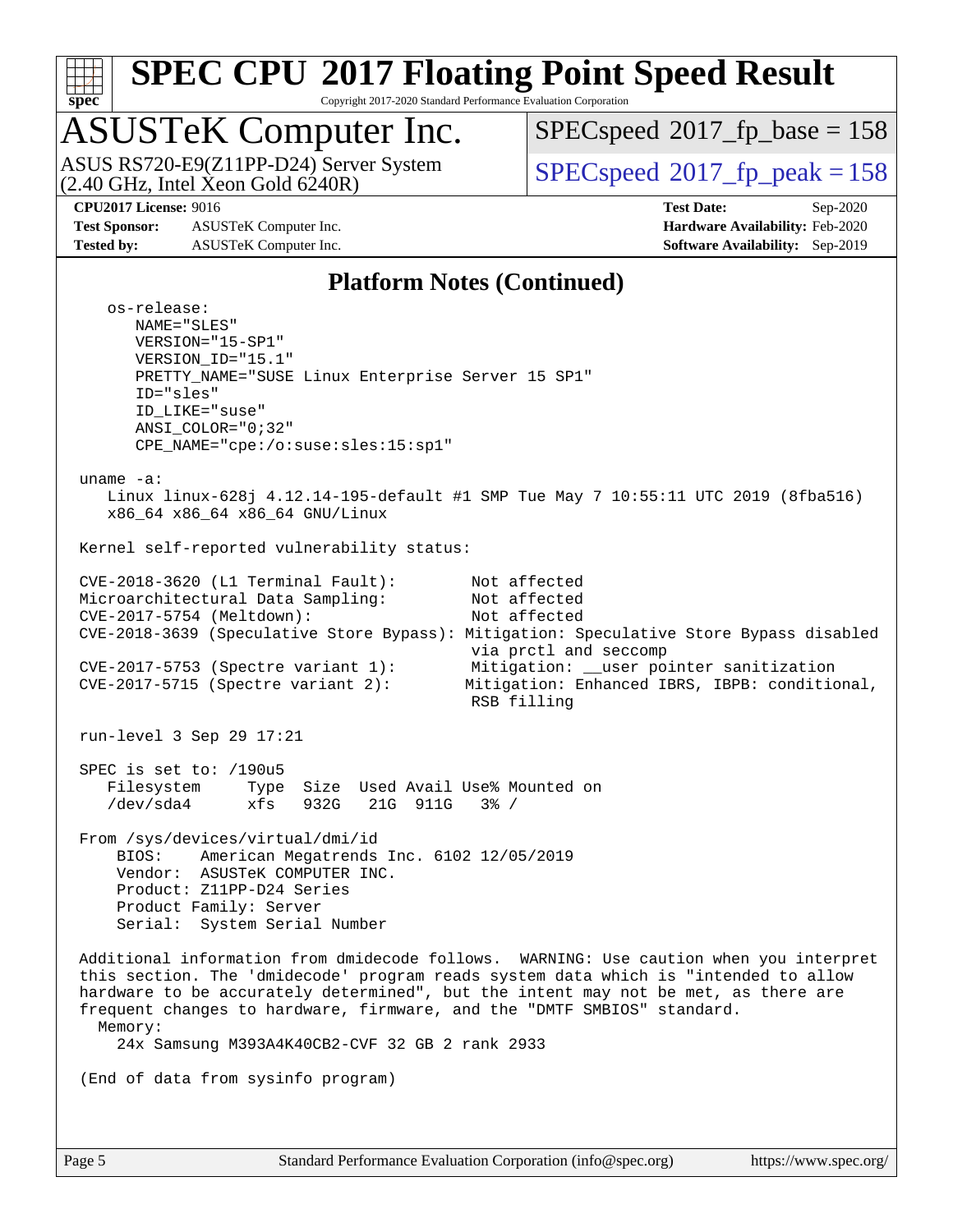# SPEC CPU 2017 Floating Point Speed Result

Copyright 2017-2020 Standard Performance Evaluation Corporation

## ASUSTeK Computer Inc.

ASUS RS720-E9(Z11PP-D24) Server System
(2.40 GHz, Intel Xeon Gold 6240R)

SPECspeed 2017_fp_base = 158

SPECspeed 2017_fp_peak = 158

**CPU2017 License:** 9016
**Test Sponsor:** ASUSTeK Computer Inc.
**Tested by:** ASUSTeK Computer Inc.

**Test Date:** Sep-2020
**Hardware Availability:** Feb-2020
**Software Availability:** Sep-2019

### Platform Notes (Continued)

```
   os-release:
      NAME="SLES"
      VERSION="15-SP1"
      VERSION_ID="15.1"
      PRETTY_NAME="SUSE Linux Enterprise Server 15 SP1"
      ID="sles"
      ID_LIKE="suse"
      ANSI_COLOR="0;32"
      CPE_NAME="cpe:/o:suse:sles:15:sp1"

 uname -a:
    Linux linux-628j 4.12.14-195-default #1 SMP Tue May 7 10:55:11 UTC 2019 (8fba516)
    x86_64 x86_64 x86_64 GNU/Linux

 Kernel self-reported vulnerability status:

 CVE-2018-3620 (L1 Terminal Fault):        Not affected
 Microarchitectural Data Sampling:         Not affected
 CVE-2017-5754 (Meltdown):                 Not affected
 CVE-2018-3639 (Speculative Store Bypass): Mitigation: Speculative Store Bypass disabled
                                           via prctl and seccomp
 CVE-2017-5753 (Spectre variant 1):        Mitigation: __user pointer sanitization
 CVE-2017-5715 (Spectre variant 2):        Mitigation: Enhanced IBRS, IBPB: conditional,
                                           RSB filling

 run-level 3 Sep 29 17:21

 SPEC is set to: /190u5
    Filesystem     Type  Size  Used Avail Use% Mounted on
    /dev/sda4      xfs   932G   21G  911G   3% /

 From /sys/devices/virtual/dmi/id
     BIOS:    American Megatrends Inc. 6102 12/05/2019
     Vendor:  ASUSTeK COMPUTER INC.
     Product: Z11PP-D24 Series
     Product Family: Server
     Serial:  System Serial Number

 Additional information from dmidecode follows.  WARNING: Use caution when you interpret
 this section. The 'dmidecode' program reads system data which is "intended to allow
 hardware to be accurately determined", but the intent may not be met, as there are
 frequent changes to hardware, firmware, and the "DMTF SMBIOS" standard.
   Memory:
     24x Samsung M393A4K40CB2-CVF 32 GB 2 rank 2933

 (End of data from sysinfo program)
```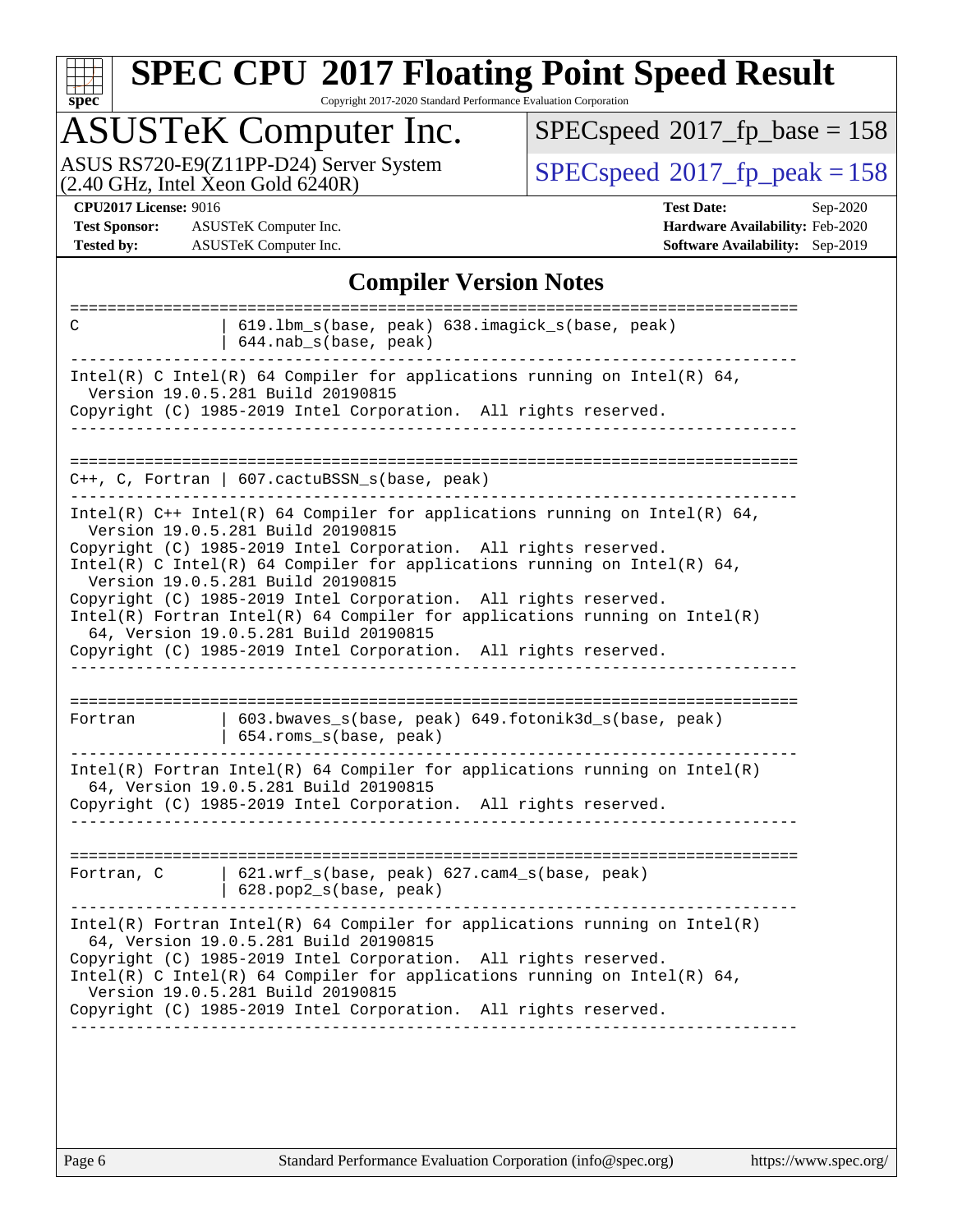## Compliler Version Notes

```
==============================================================================
C                | 619.lbm_s(base, peak) 638.imagick_s(base, peak)
                 | 644.nab_s(base, peak)
------------------------------------------------------------------------------
Intel(R) C Intel(R) 64 Compiler for applications running on Intel(R) 64,
  Version 19.0.5.281 Build 20190815
Copyright (C) 1985-2019 Intel Corporation.  All rights reserved.
------------------------------------------------------------------------------

==============================================================================
C++, C, Fortran | 607.cactuBSSN_s(base, peak)
------------------------------------------------------------------------------
Intel(R) C++ Intel(R) 64 Compiler for applications running on Intel(R) 64,
  Version 19.0.5.281 Build 20190815
Copyright (C) 1985-2019 Intel Corporation.  All rights reserved.
Intel(R) C Intel(R) 64 Compiler for applications running on Intel(R) 64,
  Version 19.0.5.281 Build 20190815
Copyright (C) 1985-2019 Intel Corporation.  All rights reserved.
Intel(R) Fortran Intel(R) 64 Compiler for applications running on Intel(R)
  64, Version 19.0.5.281 Build 20190815
Copyright (C) 1985-2019 Intel Corporation.  All rights reserved.
------------------------------------------------------------------------------

==============================================================================
Fortran          | 603.bwaves_s(base, peak) 649.fotonik3d_s(base, peak)
                 | 654.roms_s(base, peak)
------------------------------------------------------------------------------
Intel(R) Fortran Intel(R) 64 Compiler for applications running on Intel(R)
  64, Version 19.0.5.281 Build 20190815
Copyright (C) 1985-2019 Intel Corporation.  All rights reserved.
------------------------------------------------------------------------------

==============================================================================
Fortran, C       | 621.wrf_s(base, peak) 627.cam4_s(base, peak)
                 | 628.pop2_s(base, peak)
------------------------------------------------------------------------------
Intel(R) Fortran Intel(R) 64 Compiler for applications running on Intel(R)
  64, Version 19.0.5.281 Build 20190815
Copyright (C) 1985-2019 Intel Corporation.  All rights reserved.
Intel(R) C Intel(R) 64 Compiler for applications running on Intel(R) 64,
  Version 19.0.5.281 Build 20190815
Copyright (C) 1985-2019 Intel Corporation.  All rights reserved.
------------------------------------------------------------------------------
```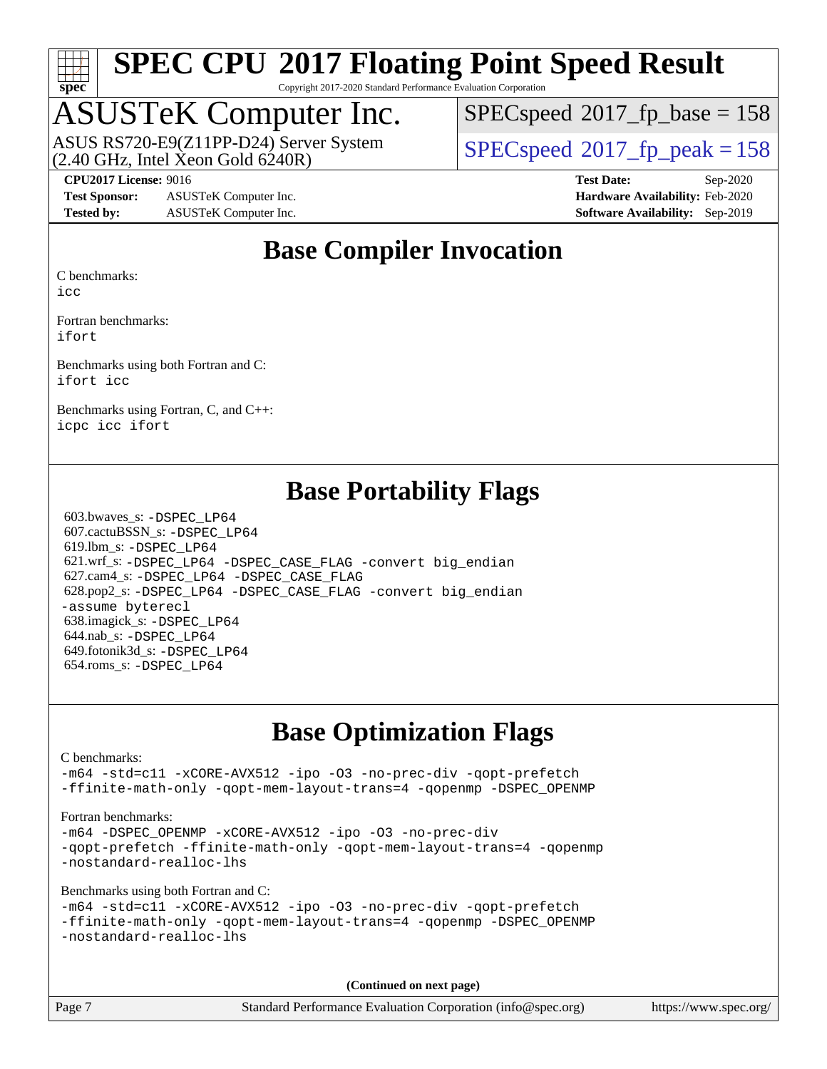# SPEC CPU 2017 Floating Point Speed Result

Copyright 2017-2020 Standard Performance Evaluation Corporation

## ASUSTeK Computer Inc.

ASUS RS720-E9(Z11PP-D24) Server System
(2.40 GHz, Intel Xeon Gold 6240R)

SPECspeed 2017_fp_base = 158

SPECspeed 2017_fp_peak = 158

**CPU2017 License:** 9016
**Test Sponsor:** ASUSTeK Computer Inc.
**Tested by:** ASUSTeK Computer Inc.

**Test Date:** Sep-2020
**Hardware Availability:** Feb-2020
**Software Availability:** Sep-2019

## Base Compiler Invocation

C benchmarks:
`icc`

Fortran benchmarks:
`ifort`

Benchmarks using both Fortran and C:
`ifort icc`

Benchmarks using Fortran, C, and C++:
`icpc icc ifort`

## Base Portability Flags

603.bwaves_s: `-DSPEC_LP64`
607.cactuBSSN_s: `-DSPEC_LP64`
619.lbm_s: `-DSPEC_LP64`
621.wrf_s: `-DSPEC_LP64 -DSPEC_CASE_FLAG -convert big_endian`
627.cam4_s: `-DSPEC_LP64 -DSPEC_CASE_FLAG`
628.pop2_s: `-DSPEC_LP64 -DSPEC_CASE_FLAG -convert big_endian -assume byterecl`
638.imagick_s: `-DSPEC_LP64`
644.nab_s: `-DSPEC_LP64`
649.fotonik3d_s: `-DSPEC_LP64`
654.roms_s: `-DSPEC_LP64`

## Base Optimization Flags

C benchmarks:
```
-m64 -std=c11 -xCORE-AVX512 -ipo -O3 -no-prec-div -qopt-prefetch
-ffinite-math-only -qopt-mem-layout-trans=4 -qopenmp -DSPEC_OPENMP
```

Fortran benchmarks:
```
-m64 -DSPEC_OPENMP -xCORE-AVX512 -ipo -O3 -no-prec-div
-qopt-prefetch -ffinite-math-only -qopt-mem-layout-trans=4 -qopenmp
-nostandard-realloc-lhs
```

Benchmarks using both Fortran and C:
```
-m64 -std=c11 -xCORE-AVX512 -ipo -O3 -no-prec-div -qopt-prefetch
-ffinite-math-only -qopt-mem-layout-trans=4 -qopenmp -DSPEC_OPENMP
-nostandard-realloc-lhs
```

**(Continued on next page)**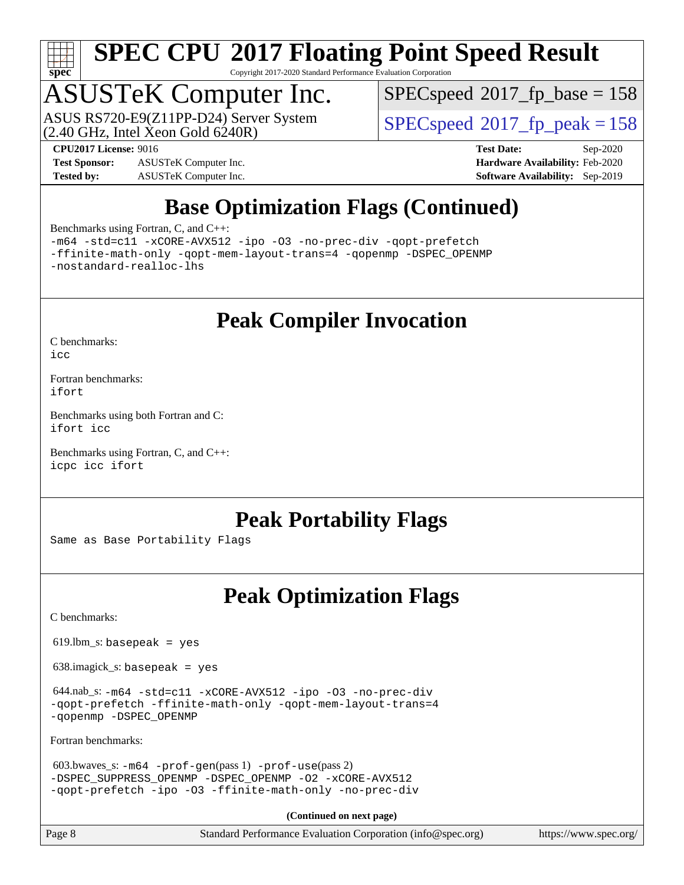# Base Optimization Flags (Continued)

Benchmarks using Fortran, C, and C++:

```
-m64 -std=c11 -xCORE-AVX512 -ipo -O3 -no-prec-div -qopt-prefetch
-ffinite-math-only -qopt-mem-layout-trans=4 -qopenmp -DSPEC_OPENMP
-nostandard-realloc-lhs
```

# Peak Compiler Invocation

C benchmarks:
`icc`

Fortran benchmarks:
`ifort`

Benchmarks using both Fortran and C:
`ifort icc`

Benchmarks using Fortran, C, and C++:
`icpc icc ifort`

# Peak Portability Flags

Same as Base Portability Flags

# Peak Optimization Flags

C benchmarks:

619.lbm_s: `basepeak = yes`

638.imagick_s: `basepeak = yes`

644.nab_s: `-m64 -std=c11 -xCORE-AVX512 -ipo -O3 -no-prec-div -qopt-prefetch -ffinite-math-only -qopt-mem-layout-trans=4 -qopenmp -DSPEC_OPENMP`

Fortran benchmarks:

603.bwaves_s: `-m64 -prof-gen`(pass 1) `-prof-use`(pass 2) `-DSPEC_SUPPRESS_OPENMP -DSPEC_OPENMP -O2 -xCORE-AVX512 -qopt-prefetch -ipo -O3 -ffinite-math-only -no-prec-div`

**(Continued on next page)**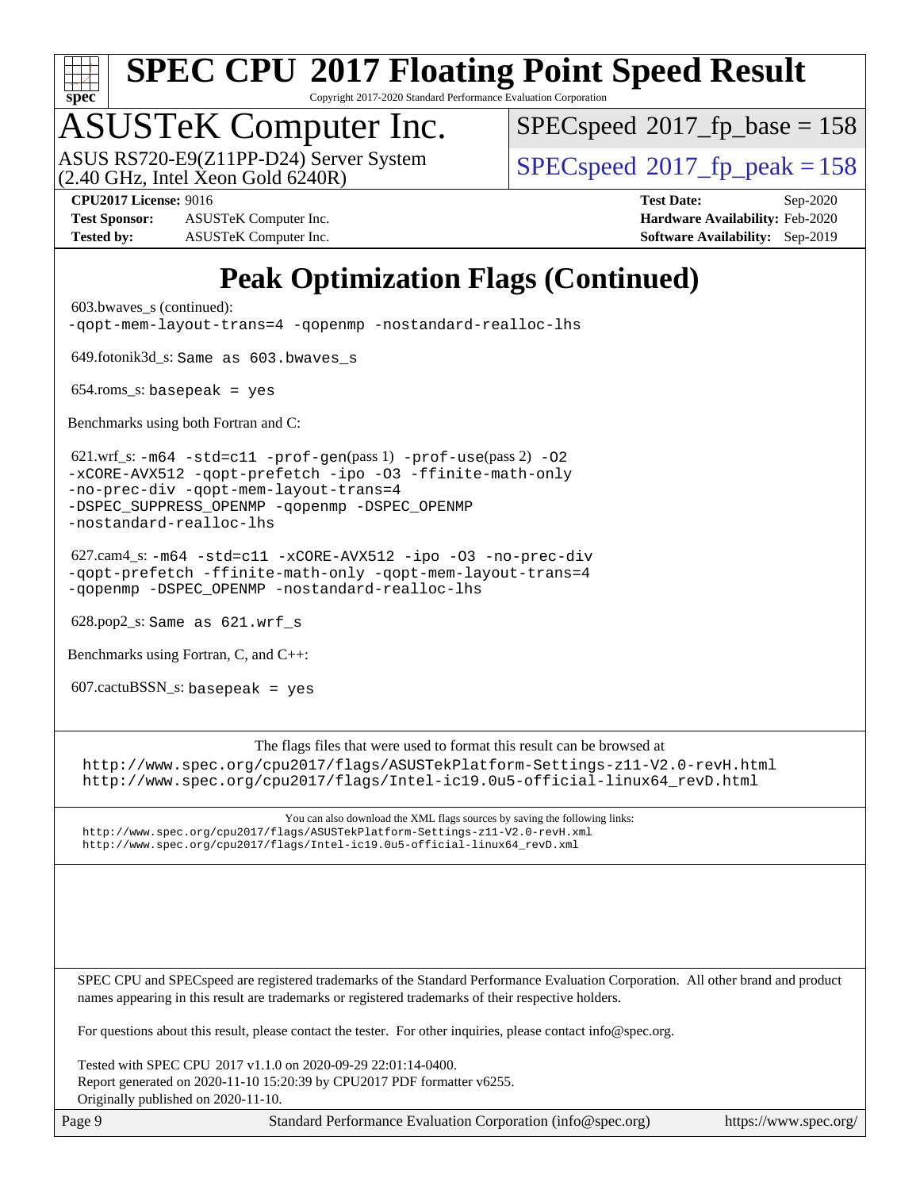# Peak Optimization Flags (Continued)

603.bwaves_s (continued):
-qopt-mem-layout-trans=4 -qopenmp -nostandard-realloc-lhs

649.fotonik3d_s: Same as 603.bwaves_s

654.roms_s: basepeak = yes

Benchmarks using both Fortran and C:

621.wrf_s: -m64 -std=c11 -prof-gen(pass 1) -prof-use(pass 2) -O2
-xCORE-AVX512 -qopt-prefetch -ipo -O3 -ffinite-math-only
-no-prec-div -qopt-mem-layout-trans=4
-DSPEC_SUPPRESS_OPENMP -qopenmp -DSPEC_OPENMP
-nostandard-realloc-lhs

627.cam4_s: -m64 -std=c11 -xCORE-AVX512 -ipo -O3 -no-prec-div
-qopt-prefetch -ffinite-math-only -qopt-mem-layout-trans=4
-qopenmp -DSPEC_OPENMP -nostandard-realloc-lhs

628.pop2_s: Same as 621.wrf_s

Benchmarks using Fortran, C, and C++:

607.cactuBSSN_s: basepeak = yes

The flags files that were used to format this result can be browsed at
http://www.spec.org/cpu2017/flags/ASUSTekPlatform-Settings-z11-V2.0-revH.html
http://www.spec.org/cpu2017/flags/Intel-ic19.0u5-official-linux64_revD.html

You can also download the XML flags sources by saving the following links:
http://www.spec.org/cpu2017/flags/ASUSTekPlatform-Settings-z11-V2.0-revH.xml
http://www.spec.org/cpu2017/flags/Intel-ic19.0u5-official-linux64_revD.xml

SPEC CPU and SPECspeed are registered trademarks of the Standard Performance Evaluation Corporation. All other brand and product names appearing in this result are trademarks or registered trademarks of their respective holders.

For questions about this result, please contact the tester. For other inquiries, please contact info@spec.org.

Tested with SPEC CPU 2017 v1.1.0 on 2020-09-29 22:01:14-0400.
Report generated on 2020-11-10 15:20:39 by CPU2017 PDF formatter v6255.
Originally published on 2020-11-10.